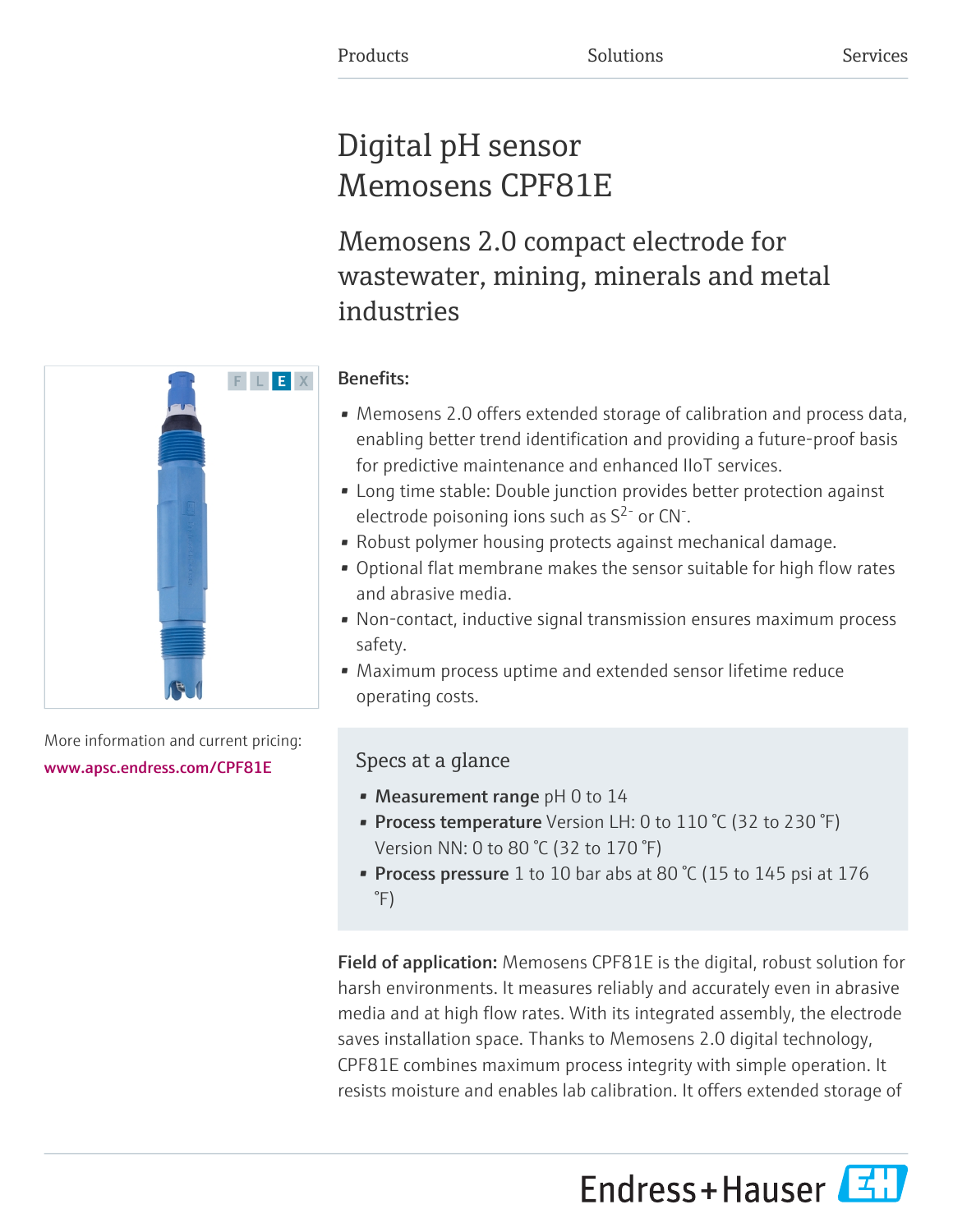Products Solutions Services

# Digital pH sensor Memosens CPF81E

## Memosens 2.0 compact electrode for wastewater, mining, minerals and metal industries

F L E X

More information and current pricing:
www.apsc.endress.com/CPF81E

**Benefits:**

- Memosens 2.0 offers extended storage of calibration and process data, enabling better trend identification and providing a future-proof basis for predictive maintenance and enhanced IIoT services.
- Long time stable: Double junction provides better protection against electrode poisoning ions such as $S^{2-}$ or $CN^{-}$.
- Robust polymer housing protects against mechanical damage.
- Optional flat membrane makes the sensor suitable for high flow rates and abrasive media.
- Non-contact, inductive signal transmission ensures maximum process safety.
- Maximum process uptime and extended sensor lifetime reduce operating costs.

### Specs at a glance

- **Measurement range** pH 0 to 14
- **Process temperature** Version LH: 0 to 110 °C (32 to 230 °F) Version NN: 0 to 80 °C (32 to 170 °F)
- **Process pressure** 1 to 10 bar abs at 80 °C (15 to 145 psi at 176 °F)

**Field of application:** Memosens CPF81E is the digital, robust solution for harsh environments. It measures reliably and accurately even in abrasive media and at high flow rates. With its integrated assembly, the electrode saves installation space. Thanks to Memosens 2.0 digital technology, CPF81E combines maximum process integrity with simple operation. It resists moisture and enables lab calibration. It offers extended storage of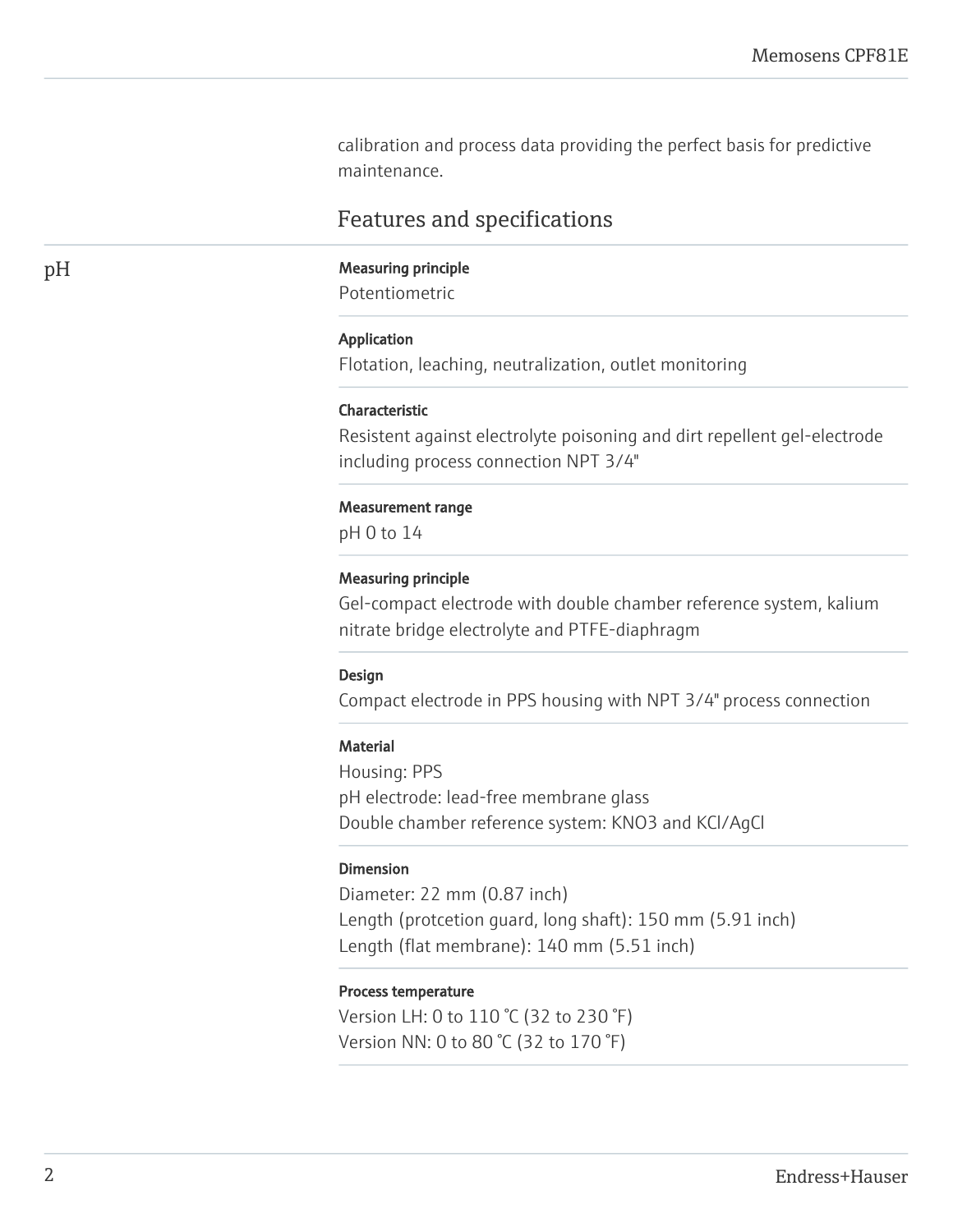calibration and process data providing the perfect basis for predictive maintenance.

## Features and specifications

### pH

**Measuring principle**
Potentiometric

**Application**
Flotation, leaching, neutralization, outlet monitoring

**Characteristic**
Resistent against electrolyte poisoning and dirt repellent gel-electrode including process connection NPT 3/4"

**Measurement range**
pH 0 to 14

**Measuring principle**
Gel-compact electrode with double chamber reference system, kalium nitrate bridge electrolyte and PTFE-diaphragm

**Design**
Compact electrode in PPS housing with NPT 3/4" process connection

**Material**
Housing: PPS
pH electrode: lead-free membrane glass
Double chamber reference system: $KNO_3$ and KCl/AgCl

**Dimension**
Diameter: 22 mm (0.87 inch)
Length (protcetion guard, long shaft): 150 mm (5.91 inch)
Length (flat membrane): 140 mm (5.51 inch)

**Process temperature**
Version LH: 0 to 110 °C (32 to 230 °F)
Version NN: 0 to 80 °C (32 to 170 °F)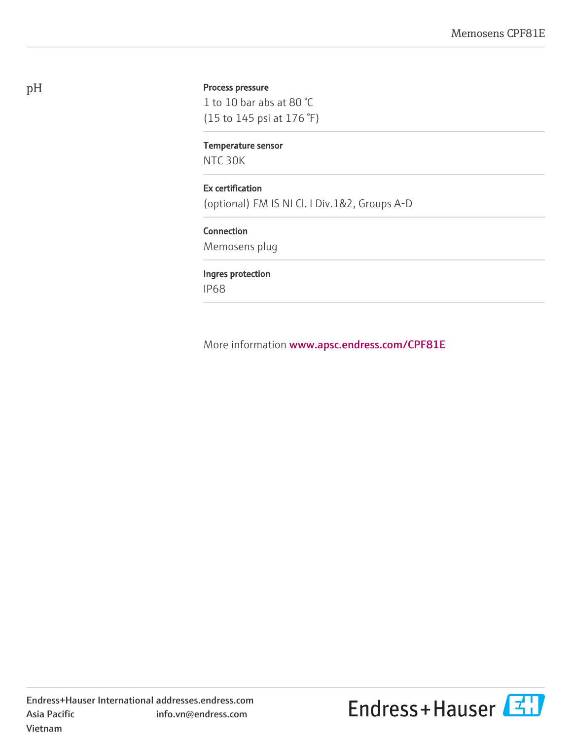pH

**Process pressure**

1 to 10 bar abs at 80 °C
(15 to 145 psi at 176 °F)

**Temperature sensor**

NTC 30K

**Ex certification**

(optional) FM IS NI Cl. I Div.1&2, Groups A-D

**Connection**

Memosens plug

**Ingres protection**

IP68

More information **www.apsc.endress.com/CPF81E**

Endress+Hauser International addresses.endress.com
Asia Pacific info.vn@endress.com
Vietnam